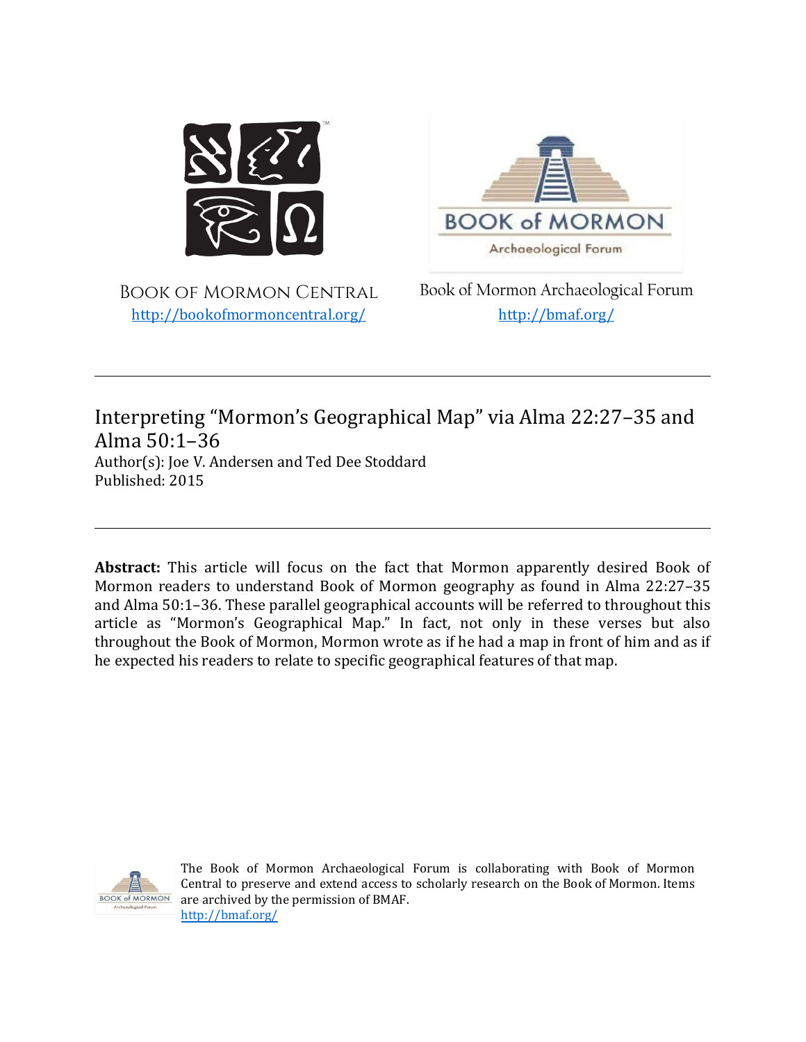Book of Mormon Central
http://bookofmormoncentral.org/

Book of Mormon Archaeological Forum
http://bmaf.org/

---

# Interpreting "Mormon's Geographical Map" via Alma 22:27–35 and Alma 50:1–36

Author(s): Joe V. Andersen and Ted Dee Stoddard
Published: 2015

---

**Abstract:** This article will focus on the fact that Mormon apparently desired Book of Mormon readers to understand Book of Mormon geography as found in Alma 22:27–35 and Alma 50:1–36. These parallel geographical accounts will be referred to throughout this article as "Mormon's Geographical Map." In fact, not only in these verses but also throughout the Book of Mormon, Mormon wrote as if he had a map in front of him and as if he expected his readers to relate to specific geographical features of that map.

The Book of Mormon Archaeological Forum is collaborating with Book of Mormon Central to preserve and extend access to scholarly research on the Book of Mormon. Items are archived by the permission of BMAF.
http://bmaf.org/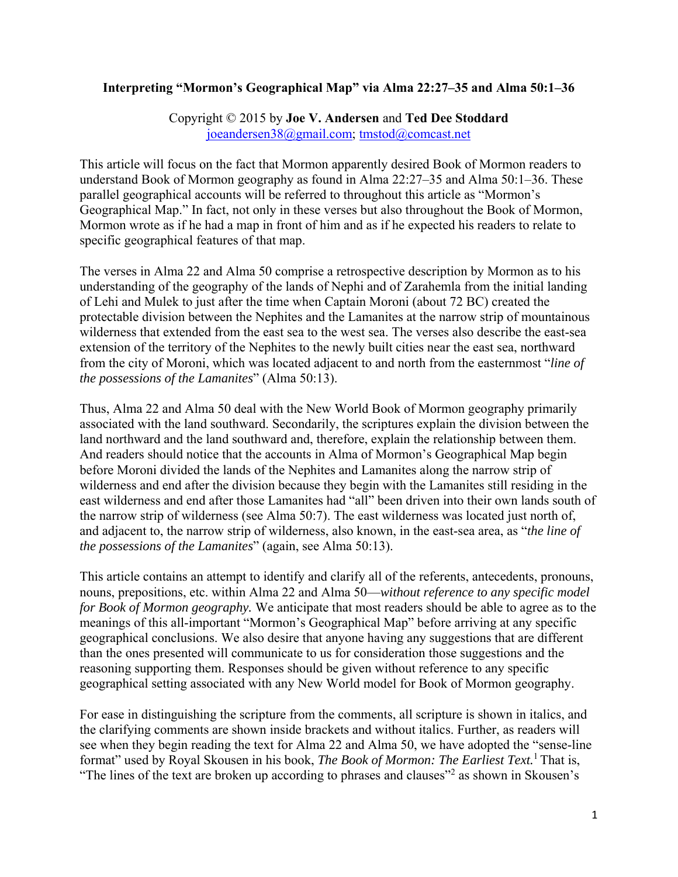**Interpreting "Mormon's Geographical Map" via Alma 22:27–35 and Alma 50:1–36**

Copyright © 2015 by **Joe V. Andersen** and **Ted Dee Stoddard**
joeandersen38@gmail.com; tmstod@comcast.net

This article will focus on the fact that Mormon apparently desired Book of Mormon readers to understand Book of Mormon geography as found in Alma 22:27–35 and Alma 50:1–36. These parallel geographical accounts will be referred to throughout this article as "Mormon's Geographical Map." In fact, not only in these verses but also throughout the Book of Mormon, Mormon wrote as if he had a map in front of him and as if he expected his readers to relate to specific geographical features of that map.

The verses in Alma 22 and Alma 50 comprise a retrospective description by Mormon as to his understanding of the geography of the lands of Nephi and of Zarahemla from the initial landing of Lehi and Mulek to just after the time when Captain Moroni (about 72 BC) created the protectable division between the Nephites and the Lamanites at the narrow strip of mountainous wilderness that extended from the east sea to the west sea. The verses also describe the east-sea extension of the territory of the Nephites to the newly built cities near the east sea, northward from the city of Moroni, which was located adjacent to and north from the easternmost "*line of the possessions of the Lamanites*" (Alma 50:13).

Thus, Alma 22 and Alma 50 deal with the New World Book of Mormon geography primarily associated with the land southward. Secondarily, the scriptures explain the division between the land northward and the land southward and, therefore, explain the relationship between them. And readers should notice that the accounts in Alma of Mormon's Geographical Map begin before Moroni divided the lands of the Nephites and Lamanites along the narrow strip of wilderness and end after the division because they begin with the Lamanites still residing in the east wilderness and end after those Lamanites had "all" been driven into their own lands south of the narrow strip of wilderness (see Alma 50:7). The east wilderness was located just north of, and adjacent to, the narrow strip of wilderness, also known, in the east-sea area, as "*the line of the possessions of the Lamanites*" (again, see Alma 50:13).

This article contains an attempt to identify and clarify all of the referents, antecedents, pronouns, nouns, prepositions, etc. within Alma 22 and Alma 50—*without reference to any specific model for Book of Mormon geography.* We anticipate that most readers should be able to agree as to the meanings of this all-important "Mormon's Geographical Map" before arriving at any specific geographical conclusions. We also desire that anyone having any suggestions that are different than the ones presented will communicate to us for consideration those suggestions and the reasoning supporting them. Responses should be given without reference to any specific geographical setting associated with any New World model for Book of Mormon geography.

For ease in distinguishing the scripture from the comments, all scripture is shown in italics, and the clarifying comments are shown inside brackets and without italics. Further, as readers will see when they begin reading the text for Alma 22 and Alma 50, we have adopted the "sense-line format" used by Royal Skousen in his book, *The Book of Mormon: The Earliest Text.*[1] That is, "The lines of the text are broken up according to phrases and clauses"[2] as shown in Skousen's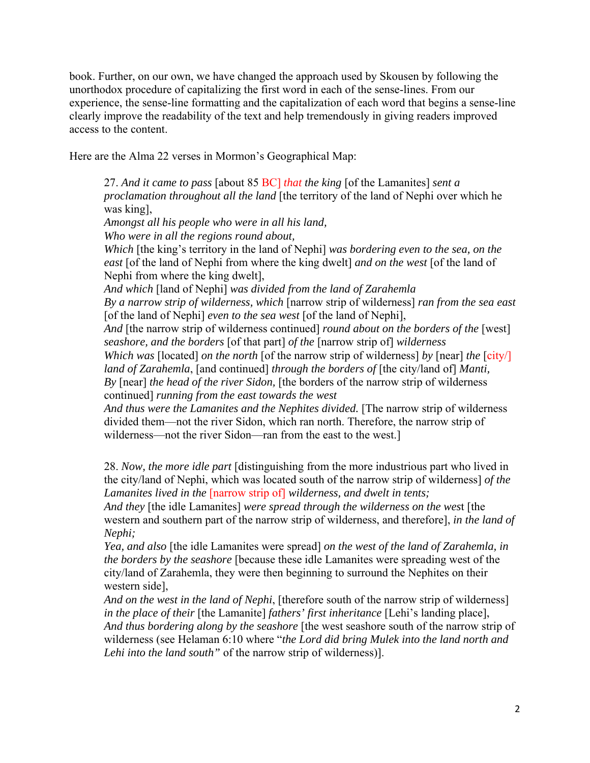book. Further, on our own, we have changed the approach used by Skousen by following the unorthodox procedure of capitalizing the first word in each of the sense-lines. From our experience, the sense-line formatting and the capitalization of each word that begins a sense-line clearly improve the readability of the text and help tremendously in giving readers improved access to the content.

Here are the Alma 22 verses in Mormon's Geographical Map:

> 27. *And it came to pass* [about 85 BC] *that the king* [of the Lamanites] *sent a proclamation throughout all the land* [the territory of the land of Nephi over which he was king],
> *Amongst all his people who were in all his land,*
> *Who were in all the regions round about,*
> *Which* [the king's territory in the land of Nephi] *was bordering even to the sea, on the east* [of the land of Nephi from where the king dwelt] *and on the west* [of the land of Nephi from where the king dwelt],
> *And which* [land of Nephi] *was divided from the land of Zarahemla*
> *By a narrow strip of wilderness, which* [narrow strip of wilderness] *ran from the sea east* [of the land of Nephi] *even to the sea west* [of the land of Nephi],
> *And* [the narrow strip of wilderness continued] *round about on the borders of the* [west] *seashore, and the borders* [of that part] *of the* [narrow strip of] *wilderness*
> *Which was* [located] *on the north* [of the narrow strip of wilderness] *by* [near] *the* [city/] *land of Zarahemla*, [and continued] *through the borders of* [the city/land of] *Manti,*
> *By* [near] *the head of the river Sidon,* [the borders of the narrow strip of wilderness continued] *running from the east towards the west*
> *And thus were the Lamanites and the Nephites divided.* [The narrow strip of wilderness divided them—not the river Sidon, which ran north. Therefore, the narrow strip of wilderness—not the river Sidon—ran from the east to the west.]

> 28. *Now, the more idle part* [distinguishing from the more industrious part who lived in the city/land of Nephi, which was located south of the narrow strip of wilderness] *of the Lamanites lived in the* [narrow strip of] *wilderness, and dwelt in tents;*
> *And they* [the idle Lamanites] *were spread through the wilderness on the west* [the western and southern part of the narrow strip of wilderness, and therefore], *in the land of Nephi;*
> *Yea, and also* [the idle Lamanites were spread] *on the west of the land of Zarahemla, in the borders by the seashore* [because these idle Lamanites were spreading west of the city/land of Zarahemla, they were then beginning to surround the Nephites on their western side],
> *And on the west in the land of Nephi*, [therefore south of the narrow strip of wilderness] *in the place of their* [the Lamanite] *fathers' first inheritance* [Lehi's landing place],
> *And thus bordering along by the seashore* [the west seashore south of the narrow strip of wilderness (see Helaman 6:10 where "*the Lord did bring Mulek into the land north and Lehi into the land south"* of the narrow strip of wilderness)].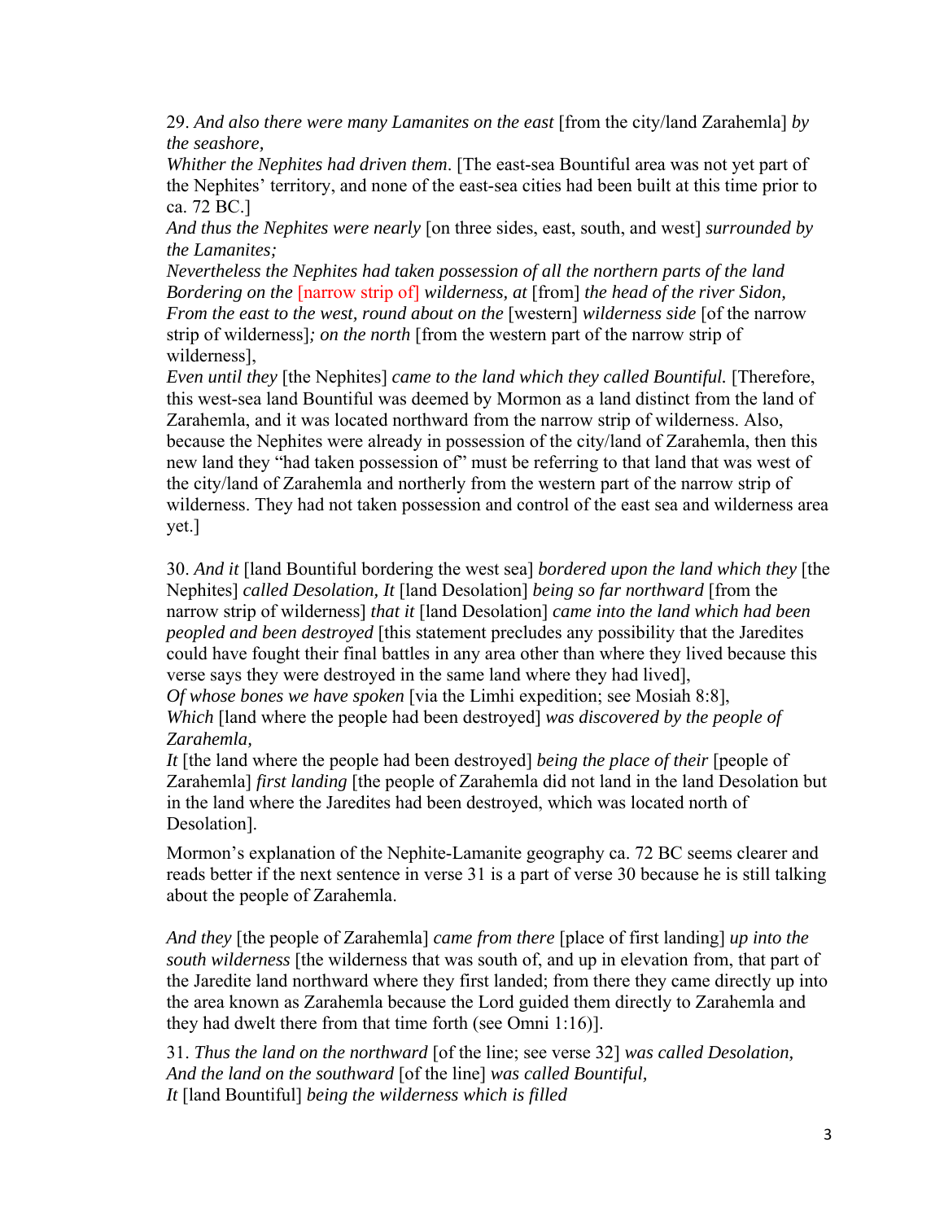29. *And also there were many Lamanites on the east* [from the city/land Zarahemla] *by the seashore,*
*Whither the Nephites had driven them*. [The east-sea Bountiful area was not yet part of the Nephites' territory, and none of the east-sea cities had been built at this time prior to ca. 72 BC.]
*And thus the Nephites were nearly* [on three sides, east, south, and west] *surrounded by the Lamanites;*
*Nevertheless the Nephites had taken possession of all the northern parts of the land*
*Bordering on the* [narrow strip of] *wilderness, at* [from] *the head of the river Sidon,*
*From the east to the west, round about on the* [western] *wilderness side* [of the narrow strip of wilderness]*; on the north* [from the western part of the narrow strip of wilderness],
*Even until they* [the Nephites] *came to the land which they called Bountiful.* [Therefore, this west-sea land Bountiful was deemed by Mormon as a land distinct from the land of Zarahemla, and it was located northward from the narrow strip of wilderness. Also, because the Nephites were already in possession of the city/land of Zarahemla, then this new land they "had taken possession of" must be referring to that land that was west of the city/land of Zarahemla and northerly from the western part of the narrow strip of wilderness. They had not taken possession and control of the east sea and wilderness area yet.]

30. *And it* [land Bountiful bordering the west sea] *bordered upon the land which they* [the Nephites] *called Desolation, It* [land Desolation] *being so far northward* [from the narrow strip of wilderness] *that it* [land Desolation] *came into the land which had been peopled and been destroyed* [this statement precludes any possibility that the Jaredites could have fought their final battles in any area other than where they lived because this verse says they were destroyed in the same land where they had lived],
*Of whose bones we have spoken* [via the Limhi expedition; see Mosiah 8:8],
*Which* [land where the people had been destroyed] *was discovered by the people of Zarahemla,*
*It* [the land where the people had been destroyed] *being the place of their* [people of Zarahemla] *first landing* [the people of Zarahemla did not land in the land Desolation but in the land where the Jaredites had been destroyed, which was located north of Desolation].

Mormon's explanation of the Nephite-Lamanite geography ca. 72 BC seems clearer and reads better if the next sentence in verse 31 is a part of verse 30 because he is still talking about the people of Zarahemla.

*And they* [the people of Zarahemla] *came from there* [place of first landing] *up into the south wilderness* [the wilderness that was south of, and up in elevation from, that part of the Jaredite land northward where they first landed; from there they came directly up into the area known as Zarahemla because the Lord guided them directly to Zarahemla and they had dwelt there from that time forth (see Omni 1:16)].

31. *Thus the land on the northward* [of the line; see verse 32] *was called Desolation,*
*And the land on the southward* [of the line] *was called Bountiful,*
*It* [land Bountiful] *being the wilderness which is filled*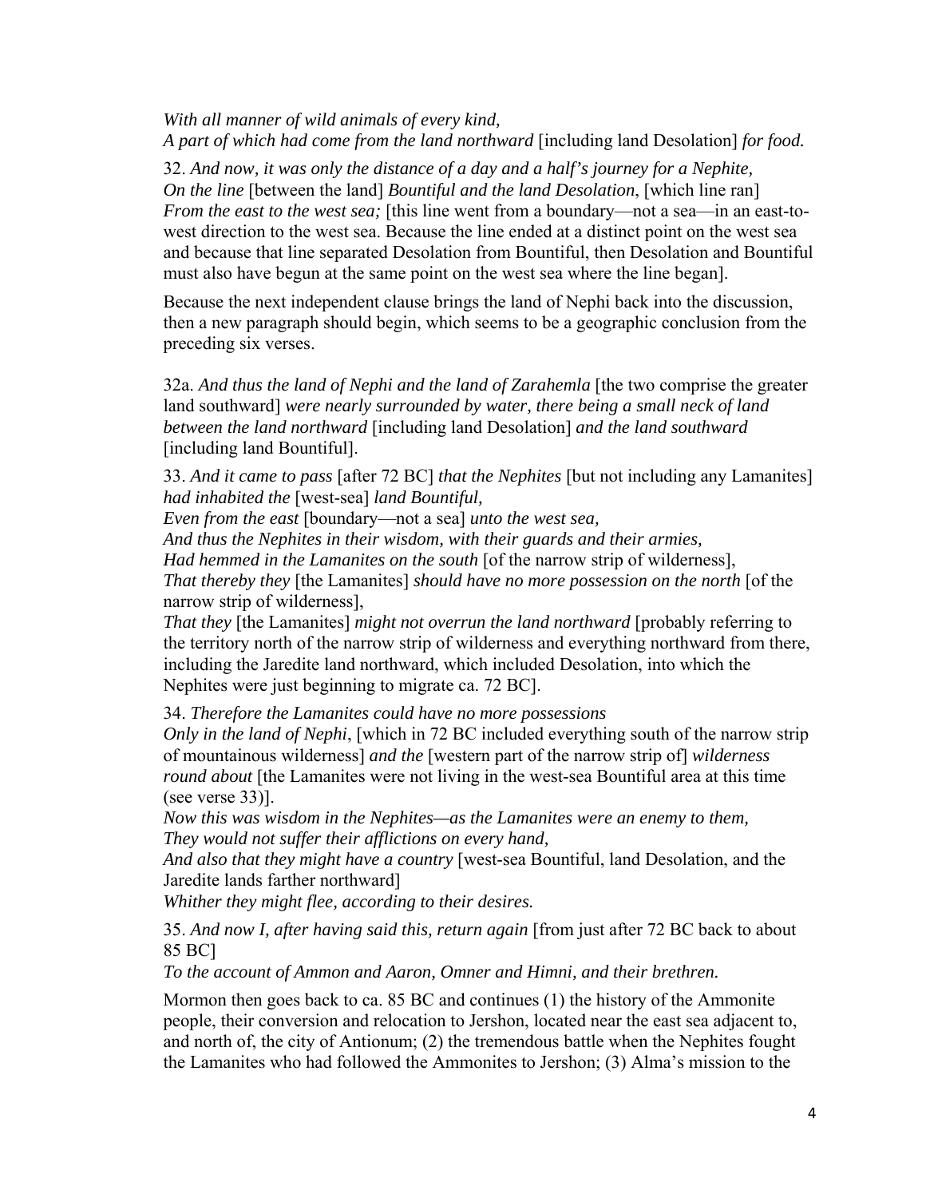*With all manner of wild animals of every kind,*
*A part of which had come from the land northward* [including land Desolation] *for food.*

32. *And now, it was only the distance of a day and a half's journey for a Nephite,*
*On the line* [between the land] *Bountiful and the land Desolation*, [which line ran]
*From the east to the west sea;* [this line went from a boundary—not a sea—in an east-to-west direction to the west sea. Because the line ended at a distinct point on the west sea and because that line separated Desolation from Bountiful, then Desolation and Bountiful must also have begun at the same point on the west sea where the line began].

Because the next independent clause brings the land of Nephi back into the discussion, then a new paragraph should begin, which seems to be a geographic conclusion from the preceding six verses.

32a. *And thus the land of Nephi and the land of Zarahemla* [the two comprise the greater land southward] *were nearly surrounded by water, there being a small neck of land between the land northward* [including land Desolation] *and the land southward* [including land Bountiful].

33. *And it came to pass* [after 72 BC] *that the Nephites* [but not including any Lamanites] *had inhabited the* [west-sea] *land Bountiful,*
*Even from the east* [boundary—not a sea] *unto the west sea,*
*And thus the Nephites in their wisdom, with their guards and their armies,*
*Had hemmed in the Lamanites on the south* [of the narrow strip of wilderness],
*That thereby they* [the Lamanites] *should have no more possession on the north* [of the narrow strip of wilderness],
*That they* [the Lamanites] *might not overrun the land northward* [probably referring to the territory north of the narrow strip of wilderness and everything northward from there, including the Jaredite land northward, which included Desolation, into which the Nephites were just beginning to migrate ca. 72 BC].

34. *Therefore the Lamanites could have no more possessions*
*Only in the land of Nephi*, [which in 72 BC included everything south of the narrow strip of mountainous wilderness] *and the* [western part of the narrow strip of] *wilderness round about* [the Lamanites were not living in the west-sea Bountiful area at this time (see verse 33)].
*Now this was wisdom in the Nephites—as the Lamanites were an enemy to them,*
*They would not suffer their afflictions on every hand,*
*And also that they might have a country* [west-sea Bountiful, land Desolation, and the Jaredite lands farther northward]
*Whither they might flee, according to their desires.*

35. *And now I, after having said this, return again* [from just after 72 BC back to about 85 BC]
*To the account of Ammon and Aaron, Omner and Himni, and their brethren.*

Mormon then goes back to ca. 85 BC and continues (1) the history of the Ammonite people, their conversion and relocation to Jershon, located near the east sea adjacent to, and north of, the city of Antionum; (2) the tremendous battle when the Nephites fought the Lamanites who had followed the Ammonites to Jershon; (3) Alma's mission to the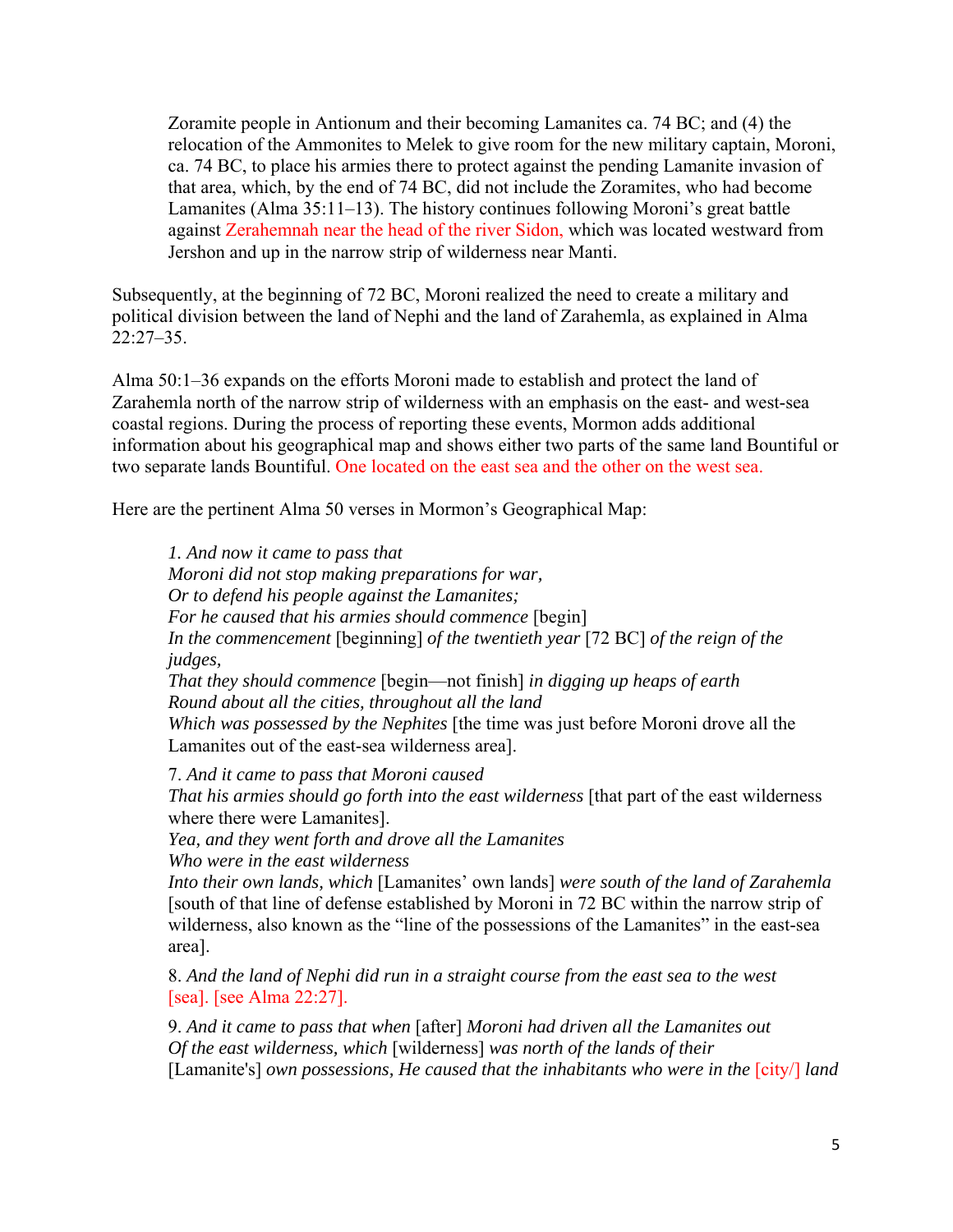Zoramite people in Antionum and their becoming Lamanites ca. 74 BC; and (4) the relocation of the Ammonites to Melek to give room for the new military captain, Moroni, ca. 74 BC, to place his armies there to protect against the pending Lamanite invasion of that area, which, by the end of 74 BC, did not include the Zoramites, who had become Lamanites (Alma 35:11–13). The history continues following Moroni's great battle against Zerahemnah near the head of the river Sidon, which was located westward from Jershon and up in the narrow strip of wilderness near Manti.

Subsequently, at the beginning of 72 BC, Moroni realized the need to create a military and political division between the land of Nephi and the land of Zarahemla, as explained in Alma 22:27–35.

Alma 50:1–36 expands on the efforts Moroni made to establish and protect the land of Zarahemla north of the narrow strip of wilderness with an emphasis on the east- and west-sea coastal regions. During the process of reporting these events, Mormon adds additional information about his geographical map and shows either two parts of the same land Bountiful or two separate lands Bountiful. One located on the east sea and the other on the west sea.

Here are the pertinent Alma 50 verses in Mormon's Geographical Map:

> 1. *And now it came to pass that*
> *Moroni did not stop making preparations for war,*
> *Or to defend his people against the Lamanites;*
> *For he caused that his armies should commence* [begin]
> *In the commencement* [beginning] *of the twentieth year* [72 BC] *of the reign of the judges,*
> *That they should commence* [begin—not finish] *in digging up heaps of earth*
> *Round about all the cities, throughout all the land*
> *Which was possessed by the Nephites* [the time was just before Moroni drove all the Lamanites out of the east-sea wilderness area].
>
> 7. *And it came to pass that Moroni caused*
> *That his armies should go forth into the east wilderness* [that part of the east wilderness where there were Lamanites].
> *Yea, and they went forth and drove all the Lamanites*
> *Who were in the east wilderness*
> *Into their own lands, which* [Lamanites' own lands] *were south of the land of Zarahemla* [south of that line of defense established by Moroni in 72 BC within the narrow strip of wilderness, also known as the "line of the possessions of the Lamanites" in the east-sea area].
>
> 8. *And the land of Nephi did run in a straight course from the east sea to the west* [sea]. [see Alma 22:27].
>
> 9. *And it came to pass that when* [after] *Moroni had driven all the Lamanites out*
> *Of the east wilderness, which* [wilderness] *was north of the lands of their* [Lamanite's] *own possessions, He caused that the inhabitants who were in the* [city/] *land*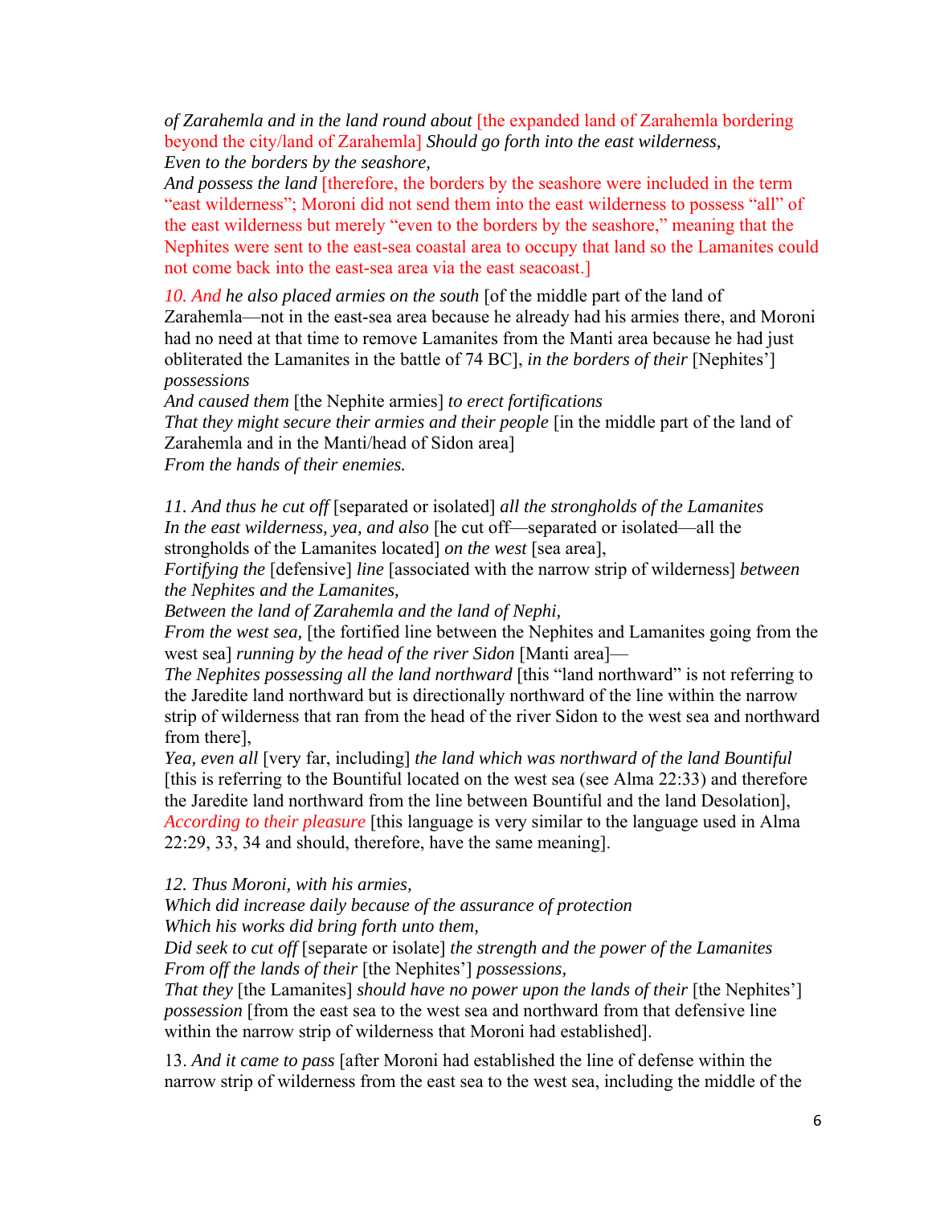*of Zarahemla and in the land round about* [the expanded land of Zarahemla bordering beyond the city/land of Zarahemla] *Should go forth into the east wilderness,*
*Even to the borders by the seashore,*
*And possess the land* [therefore, the borders by the seashore were included in the term "east wilderness"; Moroni did not send them into the east wilderness to possess "all" of the east wilderness but merely "even to the borders by the seashore," meaning that the Nephites were sent to the east-sea coastal area to occupy that land so the Lamanites could not come back into the east-sea area via the east seacoast.]

*10. And he also placed armies on the south* [of the middle part of the land of Zarahemla—not in the east-sea area because he already had his armies there, and Moroni had no need at that time to remove Lamanites from the Manti area because he had just obliterated the Lamanites in the battle of 74 BC], *in the borders of their* [Nephites'] *possessions*
*And caused them* [the Nephite armies] *to erect fortifications*
*That they might secure their armies and their people* [in the middle part of the land of Zarahemla and in the Manti/head of Sidon area]
*From the hands of their enemies.*

*11. And thus he cut off* [separated or isolated] *all the strongholds of the Lamanites*
*In the east wilderness, yea, and also* [he cut off—separated or isolated—all the strongholds of the Lamanites located] *on the west* [sea area],
*Fortifying the* [defensive] *line* [associated with the narrow strip of wilderness] *between the Nephites and the Lamanites,*
*Between the land of Zarahemla and the land of Nephi,*
*From the west sea,* [the fortified line between the Nephites and Lamanites going from the west sea] *running by the head of the river Sidon* [Manti area]—
*The Nephites possessing all the land northward* [this "land northward" is not referring to the Jaredite land northward but is directionally northward of the line within the narrow strip of wilderness that ran from the head of the river Sidon to the west sea and northward from there],
*Yea, even all* [very far, including] *the land which was northward of the land Bountiful* [this is referring to the Bountiful located on the west sea (see Alma 22:33) and therefore the Jaredite land northward from the line between Bountiful and the land Desolation],
*According to their pleasure* [this language is very similar to the language used in Alma 22:29, 33, 34 and should, therefore, have the same meaning].

*12. Thus Moroni, with his armies,*
*Which did increase daily because of the assurance of protection*
*Which his works did bring forth unto them,*
*Did seek to cut off* [separate or isolate] *the strength and the power of the Lamanites*
*From off the lands of their* [the Nephites'] *possessions,*
*That they* [the Lamanites] *should have no power upon the lands of their* [the Nephites'] *possession* [from the east sea to the west sea and northward from that defensive line within the narrow strip of wilderness that Moroni had established].

13. *And it came to pass* [after Moroni had established the line of defense within the narrow strip of wilderness from the east sea to the west sea, including the middle of the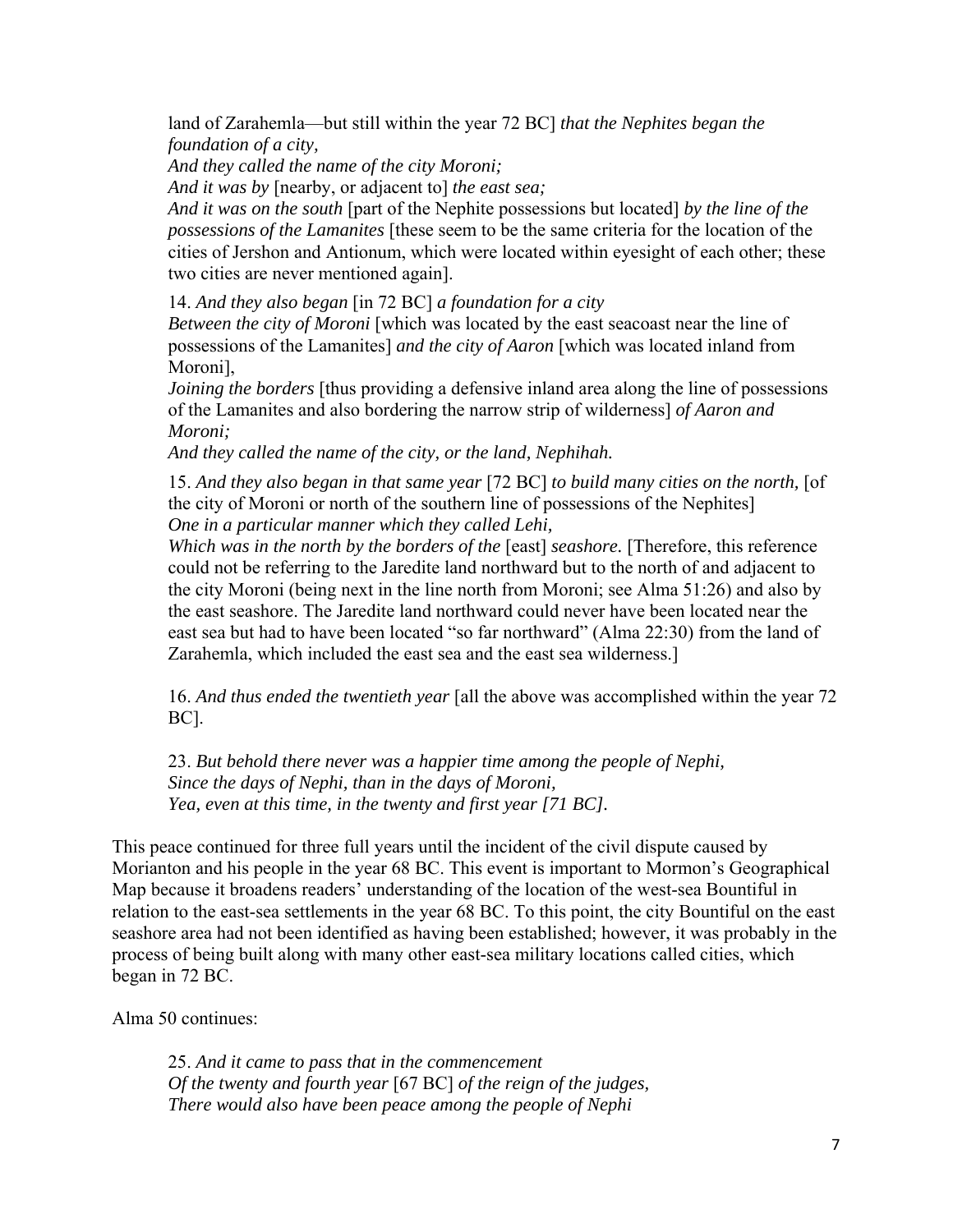land of Zarahemla—but still within the year 72 BC] *that the Nephites began the foundation of a city,*
*And they called the name of the city Moroni;*
*And it was by* [nearby, or adjacent to] *the east sea;*
*And it was on the south* [part of the Nephite possessions but located] *by the line of the possessions of the Lamanites* [these seem to be the same criteria for the location of the cities of Jershon and Antionum, which were located within eyesight of each other; these two cities are never mentioned again].

14. *And they also began* [in 72 BC] *a foundation for a city*
*Between the city of Moroni* [which was located by the east seacoast near the line of possessions of the Lamanites] *and the city of Aaron* [which was located inland from Moroni],
*Joining the borders* [thus providing a defensive inland area along the line of possessions of the Lamanites and also bordering the narrow strip of wilderness] *of Aaron and Moroni;*
*And they called the name of the city, or the land, Nephihah.*

15. *And they also began in that same year* [72 BC] *to build many cities on the north,* [of the city of Moroni or north of the southern line of possessions of the Nephites]
*One in a particular manner which they called Lehi,*
*Which was in the north by the borders of the* [east] *seashore.* [Therefore, this reference could not be referring to the Jaredite land northward but to the north of and adjacent to the city Moroni (being next in the line north from Moroni; see Alma 51:26) and also by the east seashore. The Jaredite land northward could never have been located near the east sea but had to have been located "so far northward" (Alma 22:30) from the land of Zarahemla, which included the east sea and the east sea wilderness.]

16. *And thus ended the twentieth year* [all the above was accomplished within the year 72 BC].

23. *But behold there never was a happier time among the people of Nephi,*
*Since the days of Nephi, than in the days of Moroni,*
*Yea, even at this time, in the twenty and first year [71 BC].*

This peace continued for three full years until the incident of the civil dispute caused by Morianton and his people in the year 68 BC. This event is important to Mormon's Geographical Map because it broadens readers' understanding of the location of the west-sea Bountiful in relation to the east-sea settlements in the year 68 BC. To this point, the city Bountiful on the east seashore area had not been identified as having been established; however, it was probably in the process of being built along with many other east-sea military locations called cities, which began in 72 BC.

Alma 50 continues:

25. *And it came to pass that in the commencement*
*Of the twenty and fourth year* [67 BC] *of the reign of the judges,*
*There would also have been peace among the people of Nephi*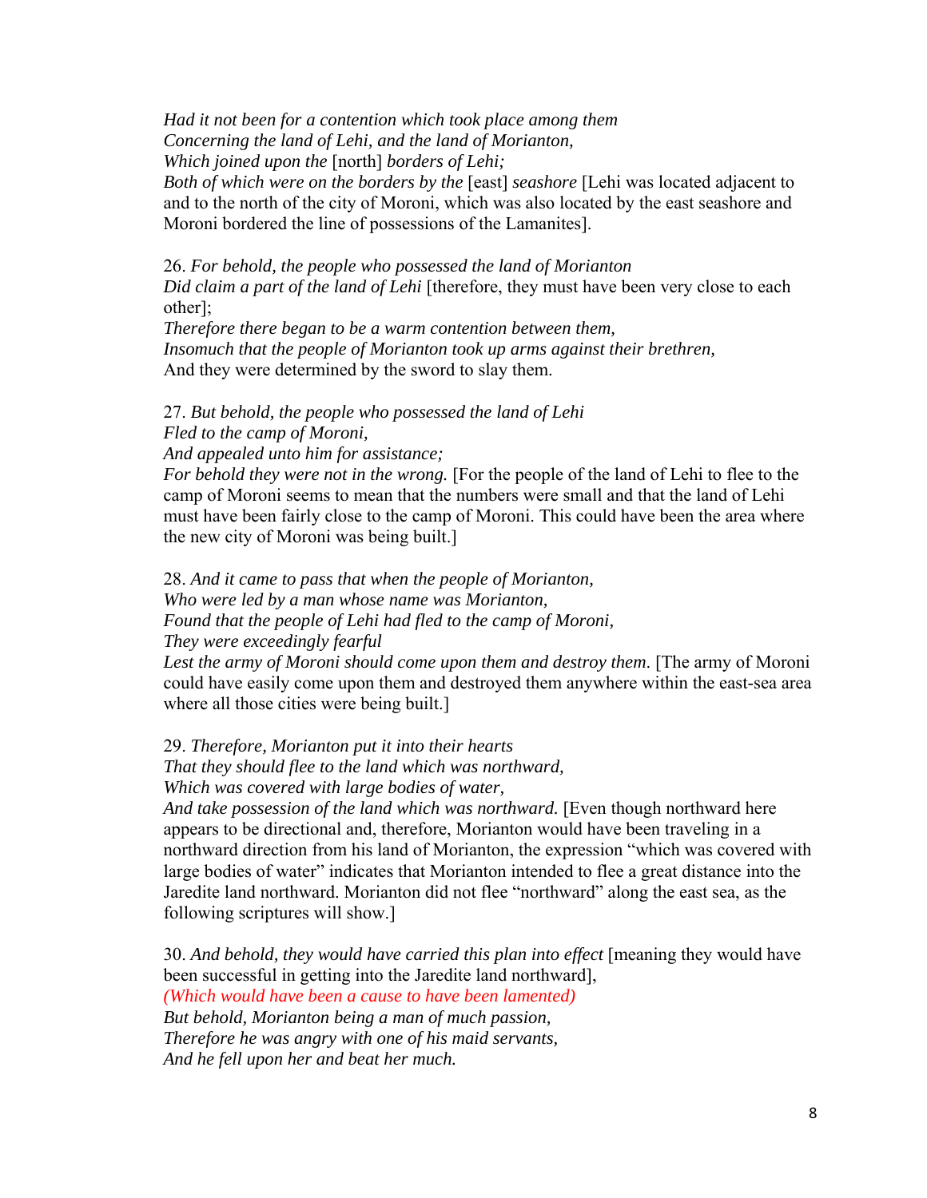*Had it not been for a contention which took place among them*
*Concerning the land of Lehi, and the land of Morianton,*
*Which joined upon the* [north] *borders of Lehi;*
*Both of which were on the borders by the* [east] *seashore* [Lehi was located adjacent to and to the north of the city of Moroni, which was also located by the east seashore and Moroni bordered the line of possessions of the Lamanites].

26. *For behold, the people who possessed the land of Morianton*
*Did claim a part of the land of Lehi* [therefore, they must have been very close to each other];
*Therefore there began to be a warm contention between them,*
*Insomuch that the people of Morianton took up arms against their brethren,*
And they were determined by the sword to slay them.

27. *But behold, the people who possessed the land of Lehi*
*Fled to the camp of Moroni,*
*And appealed unto him for assistance;*
*For behold they were not in the wrong.* [For the people of the land of Lehi to flee to the camp of Moroni seems to mean that the numbers were small and that the land of Lehi must have been fairly close to the camp of Moroni. This could have been the area where the new city of Moroni was being built.]

28. *And it came to pass that when the people of Morianton,*
*Who were led by a man whose name was Morianton,*
*Found that the people of Lehi had fled to the camp of Moroni,*
*They were exceedingly fearful*
*Lest the army of Moroni should come upon them and destroy them.* [The army of Moroni could have easily come upon them and destroyed them anywhere within the east-sea area where all those cities were being built.]

29. *Therefore, Morianton put it into their hearts*
*That they should flee to the land which was northward,*
*Which was covered with large bodies of water,*
*And take possession of the land which was northward.* [Even though northward here appears to be directional and, therefore, Morianton would have been traveling in a northward direction from his land of Morianton, the expression "which was covered with large bodies of water" indicates that Morianton intended to flee a great distance into the Jaredite land northward. Morianton did not flee "northward" along the east sea, as the following scriptures will show.]

30. *And behold, they would have carried this plan into effect* [meaning they would have been successful in getting into the Jaredite land northward],
*(Which would have been a cause to have been lamented)*
*But behold, Morianton being a man of much passion,*
*Therefore he was angry with one of his maid servants,*
*And he fell upon her and beat her much.*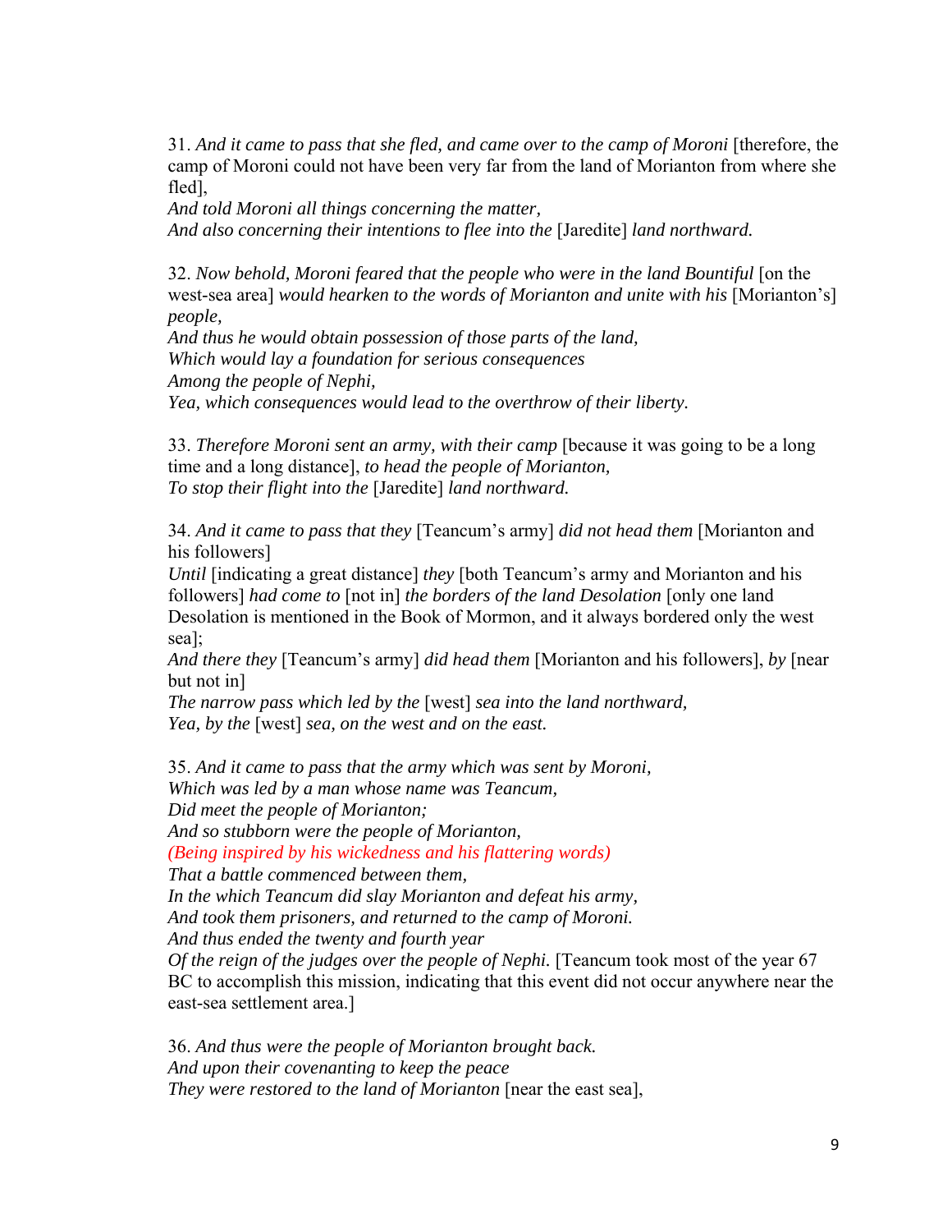31. *And it came to pass that she fled, and came over to the camp of Moroni* [therefore, the camp of Moroni could not have been very far from the land of Morianton from where she fled],
*And told Moroni all things concerning the matter,*
*And also concerning their intentions to flee into the* [Jaredite] *land northward.*

32. *Now behold, Moroni feared that the people who were in the land Bountiful* [on the west-sea area] *would hearken to the words of Morianton and unite with his* [Morianton's] *people,*
*And thus he would obtain possession of those parts of the land,*
*Which would lay a foundation for serious consequences*
*Among the people of Nephi,*
*Yea, which consequences would lead to the overthrow of their liberty.*

33. *Therefore Moroni sent an army, with their camp* [because it was going to be a long time and a long distance], *to head the people of Morianton,*
*To stop their flight into the* [Jaredite] *land northward.*

34. *And it came to pass that they* [Teancum's army] *did not head them* [Morianton and his followers]
*Until* [indicating a great distance] *they* [both Teancum's army and Morianton and his followers] *had come to* [not in] *the borders of the land Desolation* [only one land Desolation is mentioned in the Book of Mormon, and it always bordered only the west sea];
*And there they* [Teancum's army] *did head them* [Morianton and his followers], *by* [near but not in]
*The narrow pass which led by the* [west] *sea into the land northward,*
*Yea, by the* [west] *sea, on the west and on the east.*

35. *And it came to pass that the army which was sent by Moroni,*
*Which was led by a man whose name was Teancum,*
*Did meet the people of Morianton;*
*And so stubborn were the people of Morianton,*
*(Being inspired by his wickedness and his flattering words)*
*That a battle commenced between them,*
*In the which Teancum did slay Morianton and defeat his army,*
*And took them prisoners, and returned to the camp of Moroni.*
*And thus ended the twenty and fourth year*
*Of the reign of the judges over the people of Nephi.* [Teancum took most of the year 67 BC to accomplish this mission, indicating that this event did not occur anywhere near the east-sea settlement area.]

36. *And thus were the people of Morianton brought back.*
*And upon their covenanting to keep the peace*
*They were restored to the land of Morianton* [near the east sea],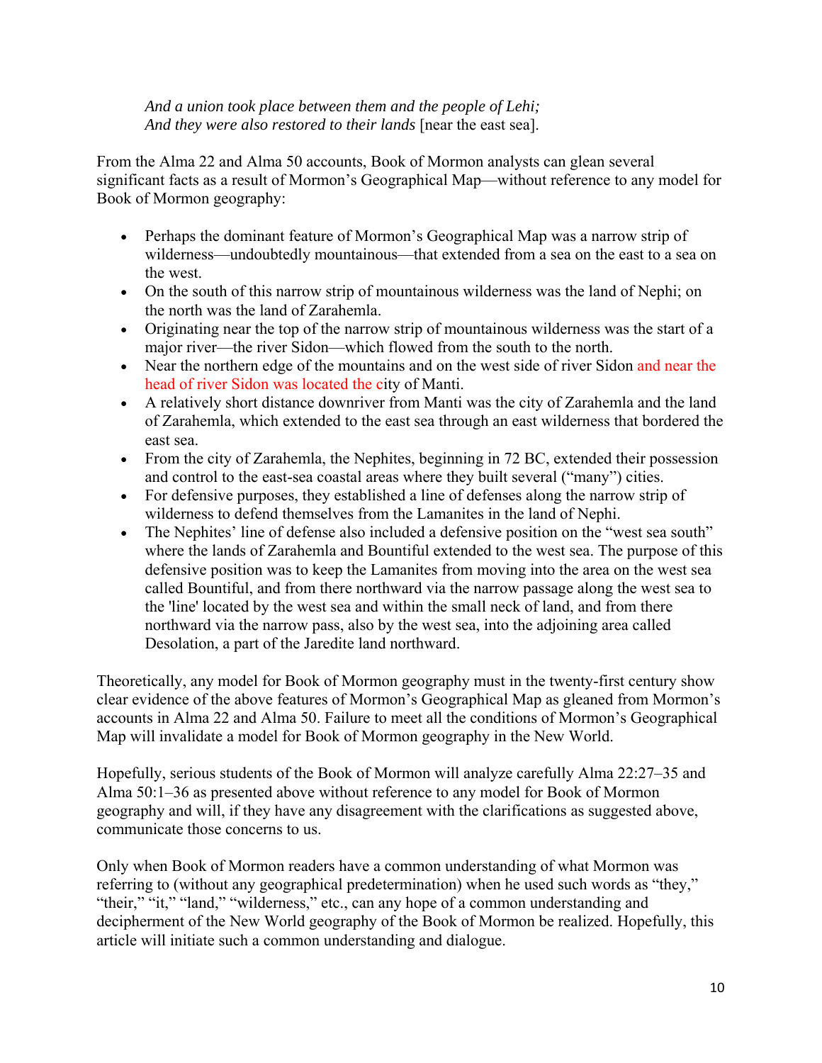*And a union took place between them and the people of Lehi;*
*And they were also restored to their lands* [near the east sea].

From the Alma 22 and Alma 50 accounts, Book of Mormon analysts can glean several significant facts as a result of Mormon's Geographical Map—without reference to any model for Book of Mormon geography:

- Perhaps the dominant feature of Mormon's Geographical Map was a narrow strip of wilderness—undoubtedly mountainous—that extended from a sea on the east to a sea on the west.
- On the south of this narrow strip of mountainous wilderness was the land of Nephi; on the north was the land of Zarahemla.
- Originating near the top of the narrow strip of mountainous wilderness was the start of a major river—the river Sidon—which flowed from the south to the north.
- Near the northern edge of the mountains and on the west side of river Sidon and near the head of river Sidon was located the city of Manti.
- A relatively short distance downriver from Manti was the city of Zarahemla and the land of Zarahemla, which extended to the east sea through an east wilderness that bordered the east sea.
- From the city of Zarahemla, the Nephites, beginning in 72 BC, extended their possession and control to the east-sea coastal areas where they built several ("many") cities.
- For defensive purposes, they established a line of defenses along the narrow strip of wilderness to defend themselves from the Lamanites in the land of Nephi.
- The Nephites' line of defense also included a defensive position on the "west sea south" where the lands of Zarahemla and Bountiful extended to the west sea. The purpose of this defensive position was to keep the Lamanites from moving into the area on the west sea called Bountiful, and from there northward via the narrow passage along the west sea to the 'line' located by the west sea and within the small neck of land, and from there northward via the narrow pass, also by the west sea, into the adjoining area called Desolation, a part of the Jaredite land northward.

Theoretically, any model for Book of Mormon geography must in the twenty-first century show clear evidence of the above features of Mormon's Geographical Map as gleaned from Mormon's accounts in Alma 22 and Alma 50. Failure to meet all the conditions of Mormon's Geographical Map will invalidate a model for Book of Mormon geography in the New World.

Hopefully, serious students of the Book of Mormon will analyze carefully Alma 22:27–35 and Alma 50:1–36 as presented above without reference to any model for Book of Mormon geography and will, if they have any disagreement with the clarifications as suggested above, communicate those concerns to us.

Only when Book of Mormon readers have a common understanding of what Mormon was referring to (without any geographical predetermination) when he used such words as "they," "their," "it," "land," "wilderness," etc., can any hope of a common understanding and decipherment of the New World geography of the Book of Mormon be realized. Hopefully, this article will initiate such a common understanding and dialogue.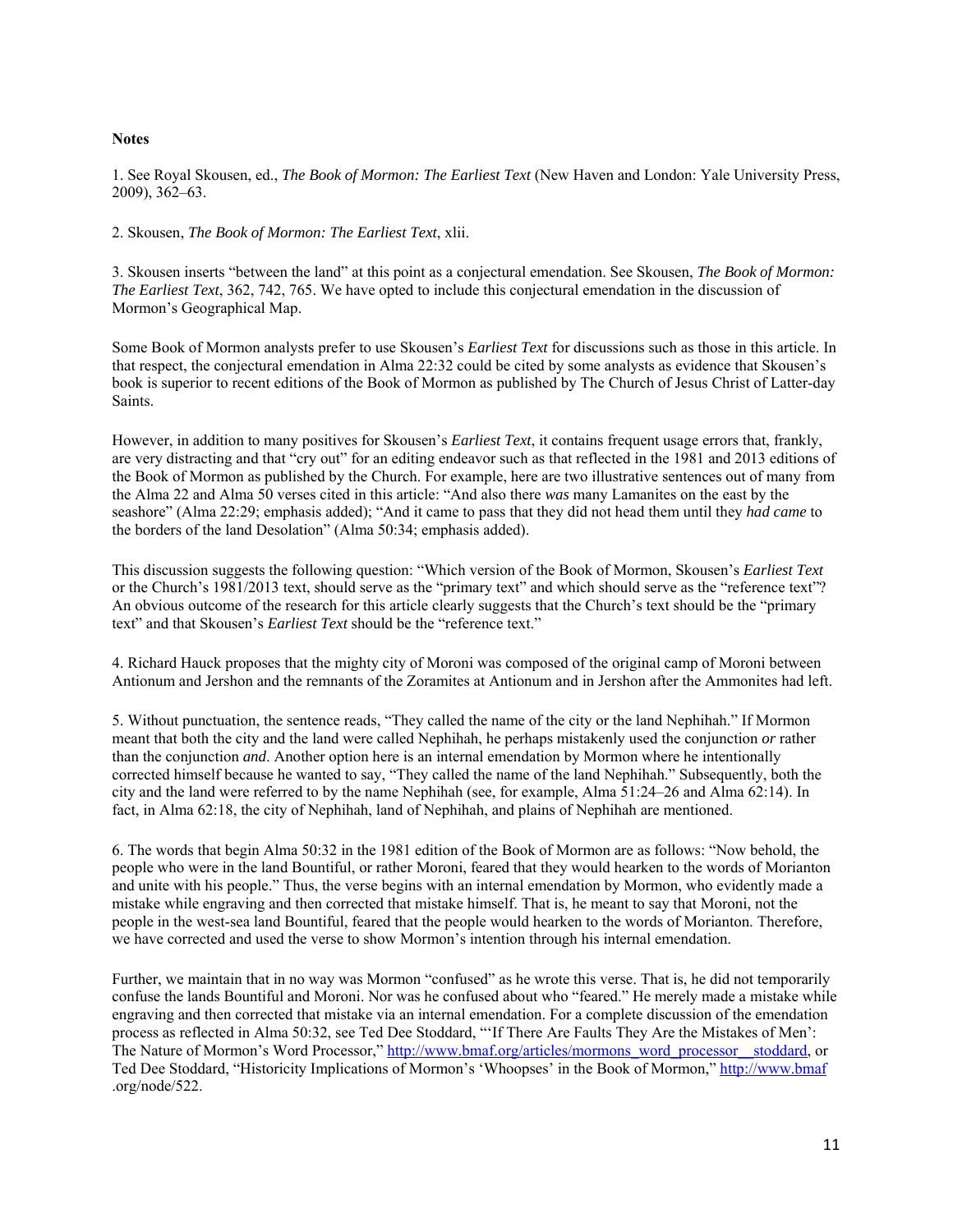**Notes**

1. See Royal Skousen, ed., *The Book of Mormon: The Earliest Text* (New Haven and London: Yale University Press, 2009), 362–63.

2. Skousen, *The Book of Mormon: The Earliest Text*, xlii.

3. Skousen inserts "between the land" at this point as a conjectural emendation. See Skousen, *The Book of Mormon: The Earliest Text*, 362, 742, 765. We have opted to include this conjectural emendation in the discussion of Mormon's Geographical Map.

Some Book of Mormon analysts prefer to use Skousen's *Earliest Text* for discussions such as those in this article. In that respect, the conjectural emendation in Alma 22:32 could be cited by some analysts as evidence that Skousen's book is superior to recent editions of the Book of Mormon as published by The Church of Jesus Christ of Latter-day Saints.

However, in addition to many positives for Skousen's *Earliest Text*, it contains frequent usage errors that, frankly, are very distracting and that "cry out" for an editing endeavor such as that reflected in the 1981 and 2013 editions of the Book of Mormon as published by the Church. For example, here are two illustrative sentences out of many from the Alma 22 and Alma 50 verses cited in this article: "And also there *was* many Lamanites on the east by the seashore" (Alma 22:29; emphasis added); "And it came to pass that they did not head them until they *had came* to the borders of the land Desolation" (Alma 50:34; emphasis added).

This discussion suggests the following question: "Which version of the Book of Mormon, Skousen's *Earliest Text* or the Church's 1981/2013 text, should serve as the "primary text" and which should serve as the "reference text"? An obvious outcome of the research for this article clearly suggests that the Church's text should be the "primary text" and that Skousen's *Earliest Text* should be the "reference text."

4. Richard Hauck proposes that the mighty city of Moroni was composed of the original camp of Moroni between Antionum and Jershon and the remnants of the Zoramites at Antionum and in Jershon after the Ammonites had left.

5. Without punctuation, the sentence reads, "They called the name of the city or the land Nephihah." If Mormon meant that both the city and the land were called Nephihah, he perhaps mistakenly used the conjunction *or* rather than the conjunction *and*. Another option here is an internal emendation by Mormon where he intentionally corrected himself because he wanted to say, "They called the name of the land Nephihah." Subsequently, both the city and the land were referred to by the name Nephihah (see, for example, Alma 51:24–26 and Alma 62:14). In fact, in Alma 62:18, the city of Nephihah, land of Nephihah, and plains of Nephihah are mentioned.

6. The words that begin Alma 50:32 in the 1981 edition of the Book of Mormon are as follows: "Now behold, the people who were in the land Bountiful, or rather Moroni, feared that they would hearken to the words of Morianton and unite with his people." Thus, the verse begins with an internal emendation by Mormon, who evidently made a mistake while engraving and then corrected that mistake himself. That is, he meant to say that Moroni, not the people in the west-sea land Bountiful, feared that the people would hearken to the words of Morianton. Therefore, we have corrected and used the verse to show Mormon's intention through his internal emendation.

Further, we maintain that in no way was Mormon "confused" as he wrote this verse. That is, he did not temporarily confuse the lands Bountiful and Moroni. Nor was he confused about who "feared." He merely made a mistake while engraving and then corrected that mistake via an internal emendation. For a complete discussion of the emendation process as reflected in Alma 50:32, see Ted Dee Stoddard, "'If There Are Faults They Are the Mistakes of Men': The Nature of Mormon's Word Processor," http://www.bmaf.org/articles/mormons_word_processor__stoddard, or Ted Dee Stoddard, "Historicity Implications of Mormon's 'Whoopses' in the Book of Mormon," http://www.bmaf.org/node/522.